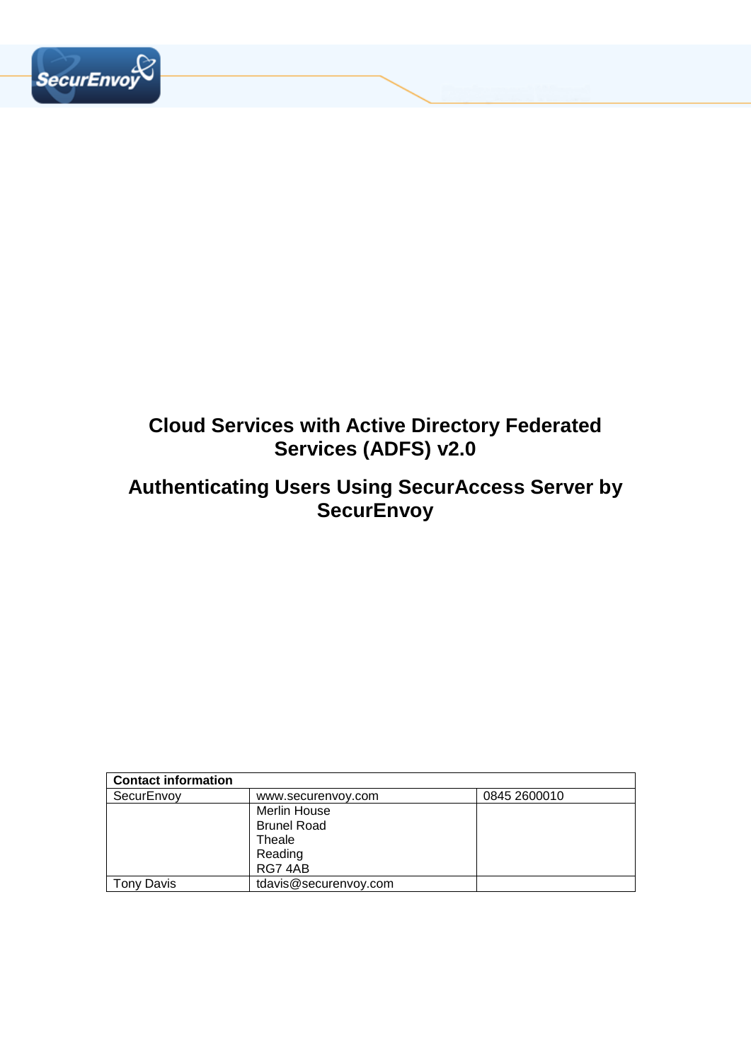# Cloud Services with Active Directory Federated Services (ADFS) v2.0

# Authenticating Users Using SecurAccess Server by SecurEnvoy

| Contact information | | |
|---|---|---|
| SecurEnvoy | www.securenvoy.com | 0845 2600010 |
| | Merlin House<br>Brunel Road<br>Theale<br>Reading<br>RG7 4AB | |
| Tony Davis | tdavis@securenvoy.com | |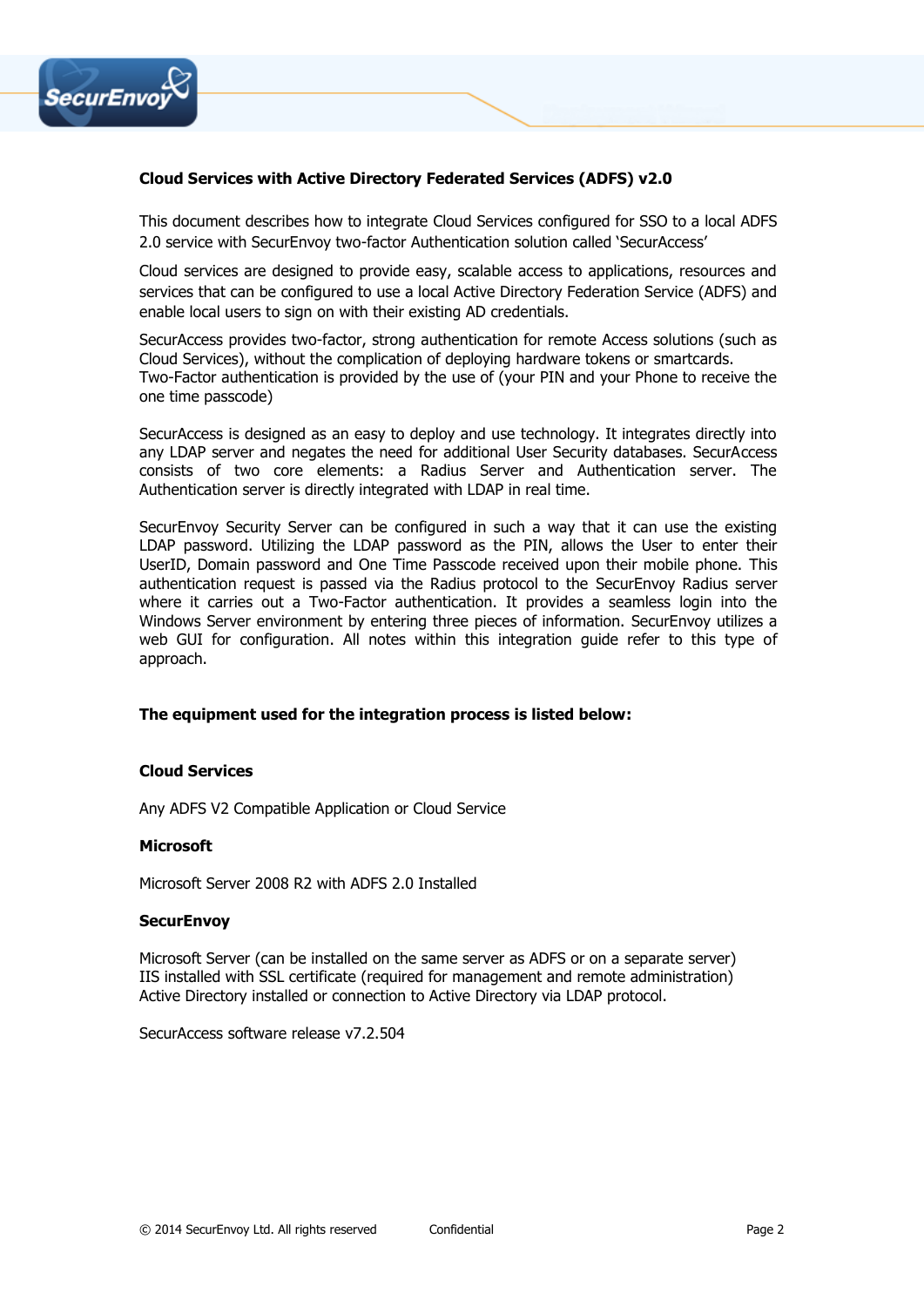## Cloud Services with Active Directory Federated Services (ADFS) v2.0

This document describes how to integrate Cloud Services configured for SSO to a local ADFS 2.0 service with SecurEnvoy two-factor Authentication solution called 'SecurAccess'

Cloud services are designed to provide easy, scalable access to applications, resources and services that can be configured to use a local Active Directory Federation Service (ADFS) and enable local users to sign on with their existing AD credentials.

SecurAccess provides two-factor, strong authentication for remote Access solutions (such as Cloud Services), without the complication of deploying hardware tokens or smartcards. Two-Factor authentication is provided by the use of (your PIN and your Phone to receive the one time passcode)

SecurAccess is designed as an easy to deploy and use technology. It integrates directly into any LDAP server and negates the need for additional User Security databases. SecurAccess consists of two core elements: a Radius Server and Authentication server. The Authentication server is directly integrated with LDAP in real time.

SecurEnvoy Security Server can be configured in such a way that it can use the existing LDAP password. Utilizing the LDAP password as the PIN, allows the User to enter their UserID, Domain password and One Time Passcode received upon their mobile phone. This authentication request is passed via the Radius protocol to the SecurEnvoy Radius server where it carries out a Two-Factor authentication. It provides a seamless login into the Windows Server environment by entering three pieces of information. SecurEnvoy utilizes a web GUI for configuration. All notes within this integration guide refer to this type of approach.

### The equipment used for the integration process is listed below:

**Cloud Services**

Any ADFS V2 Compatible Application or Cloud Service

**Microsoft**

Microsoft Server 2008 R2 with ADFS 2.0 Installed

**SecurEnvoy**

Microsoft Server (can be installed on the same server as ADFS or on a separate server)
IIS installed with SSL certificate (required for management and remote administration)
Active Directory installed or connection to Active Directory via LDAP protocol.

SecurAccess software release v7.2.504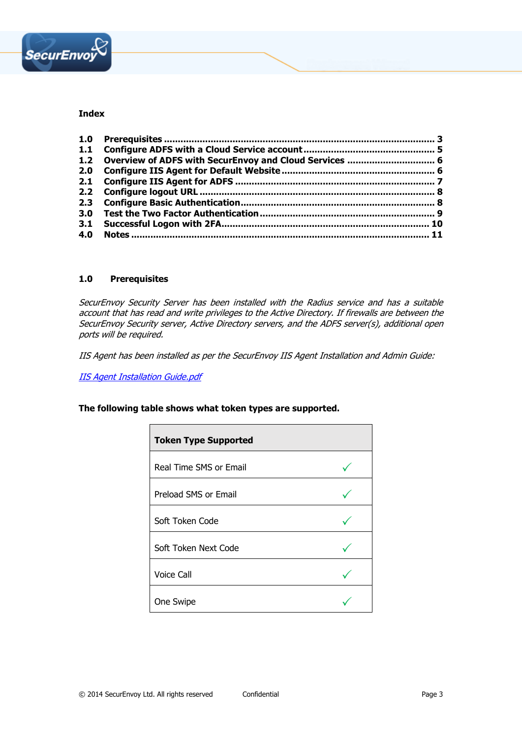**Index**

| | | |
|---|---|---|
| **1.0** | **Prerequisites** | **3** |
| **1.1** | **Configure ADFS with a Cloud Service account** | **5** |
| **1.2** | **Overview of ADFS with SecurEnvoy and Cloud Services** | **6** |
| **2.0** | **Configure IIS Agent for Default Website** | **6** |
| **2.1** | **Configure IIS Agent for ADFS** | **7** |
| **2.2** | **Configure logout URL** | **8** |
| **2.3** | **Configure Basic Authentication** | **8** |
| **3.0** | **Test the Two Factor Authentication** | **9** |
| **3.1** | **Successful Logon with 2FA** | **10** |
| **4.0** | **Notes** | **11** |

## 1.0 Prerequisites

*SecurEnvoy Security Server has been installed with the Radius service and has a suitable account that has read and write privileges to the Active Directory. If firewalls are between the SecurEnvoy Security server, Active Directory servers, and the ADFS server(s), additional open ports will be required.*

*IIS Agent has been installed as per the SecurEnvoy IIS Agent Installation and Admin Guide:*

*IIS Agent Installation Guide.pdf*

**The following table shows what token types are supported.**

| **Token Type Supported** | |
|---|---|
| Real Time SMS or Email | ✓ |
| Preload SMS or Email | ✓ |
| Soft Token Code | ✓ |
| Soft Token Next Code | ✓ |
| Voice Call | ✓ |
| One Swipe | ✓ |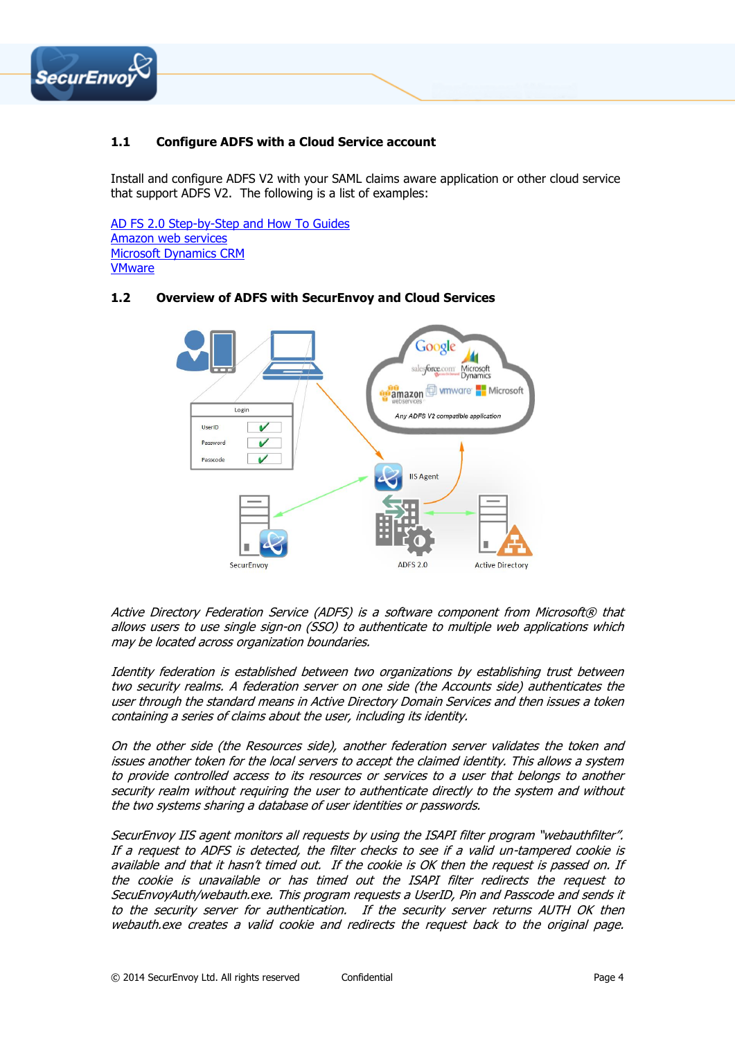## 1.1 Configure ADFS with a Cloud Service account

Install and configure ADFS V2 with your SAML claims aware application or other cloud service that support ADFS V2. The following is a list of examples:

AD FS 2.0 Step-by-Step and How To Guides
Amazon web services
Microsoft Dynamics CRM
VMware

## 1.2 Overview of ADFS with SecurEnvoy and Cloud Services

*Active Directory Federation Service (ADFS) is a software component from Microsoft® that allows users to use single sign-on (SSO) to authenticate to multiple web applications which may be located across organization boundaries.*

*Identity federation is established between two organizations by establishing trust between two security realms. A federation server on one side (the Accounts side) authenticates the user through the standard means in Active Directory Domain Services and then issues a token containing a series of claims about the user, including its identity.*

*On the other side (the Resources side), another federation server validates the token and issues another token for the local servers to accept the claimed identity. This allows a system to provide controlled access to its resources or services to a user that belongs to another security realm without requiring the user to authenticate directly to the system and without the two systems sharing a database of user identities or passwords.*

*SecurEnvoy IIS agent monitors all requests by using the ISAPI filter program "webauthfilter". If a request to ADFS is detected, the filter checks to see if a valid un-tampered cookie is available and that it hasn't timed out. If the cookie is OK then the request is passed on. If the cookie is unavailable or has timed out the ISAPI filter redirects the request to SecuEnvoyAuth/webauth.exe. This program requests a UserID, Pin and Passcode and sends it to the security server for authentication. If the security server returns AUTH OK then webauth.exe creates a valid cookie and redirects the request back to the original page.*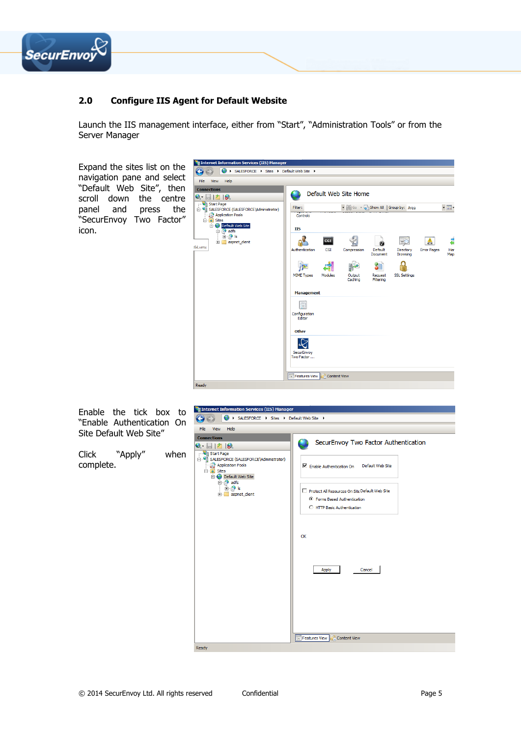## 2.0 Configure IIS Agent for Default Website

Launch the IIS management interface, either from "Start", "Administration Tools" or from the Server Manager

Expand the sites list on the navigation pane and select "Default Web Site", then scroll down the centre panel and press the "SecurEnvoy Two Factor" icon.

Enable the tick box to "Enable Authentication On Site Default Web Site"

Click "Apply" when complete.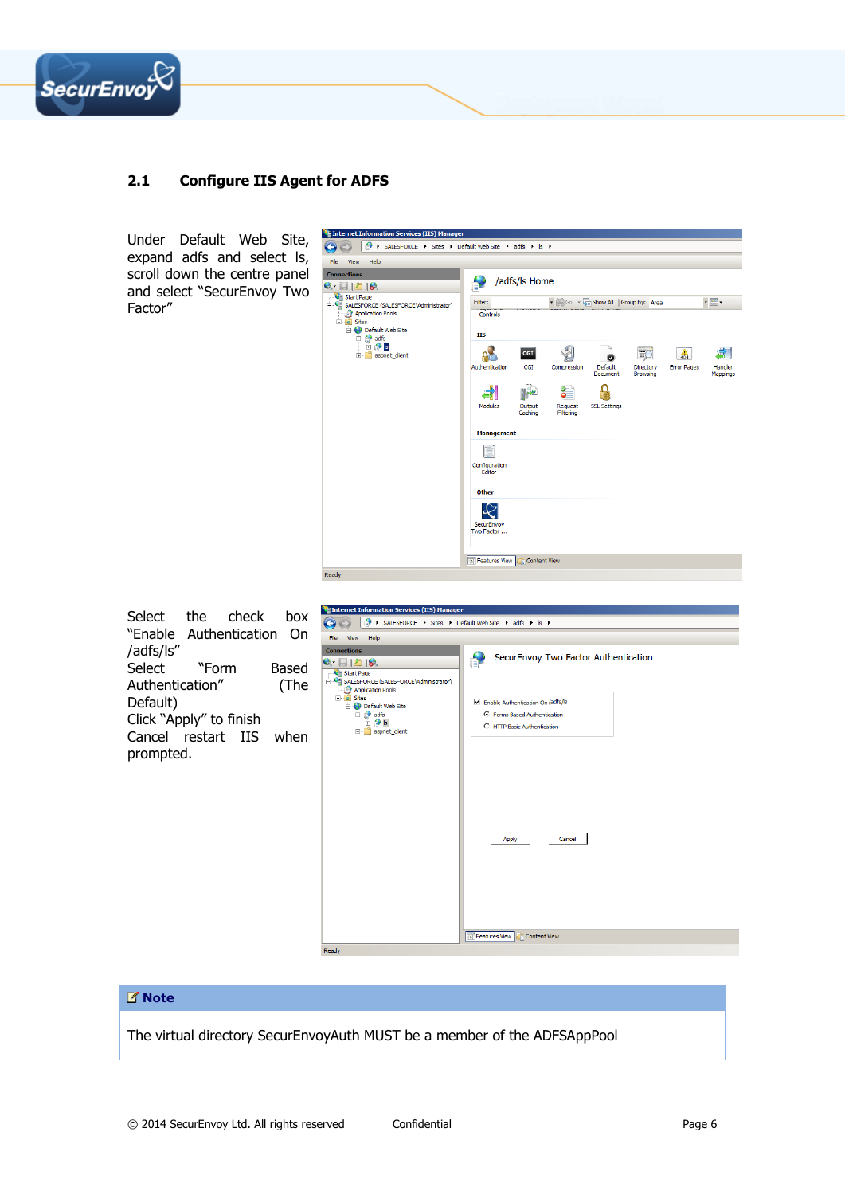## 2.1 Configure IIS Agent for ADFS

Under Default Web Site, expand adfs and select ls, scroll down the centre panel and select "SecurEnvoy Two Factor"

Select the check box "Enable Authentication On /adfs/ls"
Select "Form Based Authentication" (The Default)
Click "Apply" to finish
Cancel restart IIS when prompted.

**Note**

The virtual directory SecurEnvoyAuth MUST be a member of the ADFSAppPool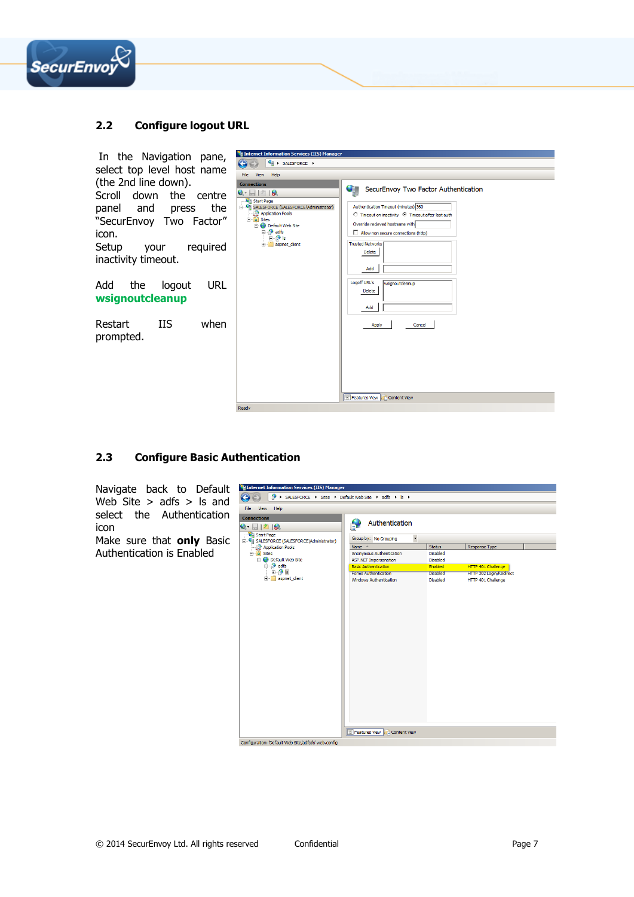## 2.2 Configure logout URL

In the Navigation pane, select top level host name (the 2nd line down).
Scroll down the centre panel and press the “SecurEnvoy Two Factor” icon.
Setup your required inactivity timeout.

Add the logout URL **wsignoutcleanup**

Restart IIS when prompted.

## 2.3 Configure Basic Authentication

Navigate back to Default Web Site > adfs > ls and select the Authentication icon
Make sure that **only** Basic Authentication is Enabled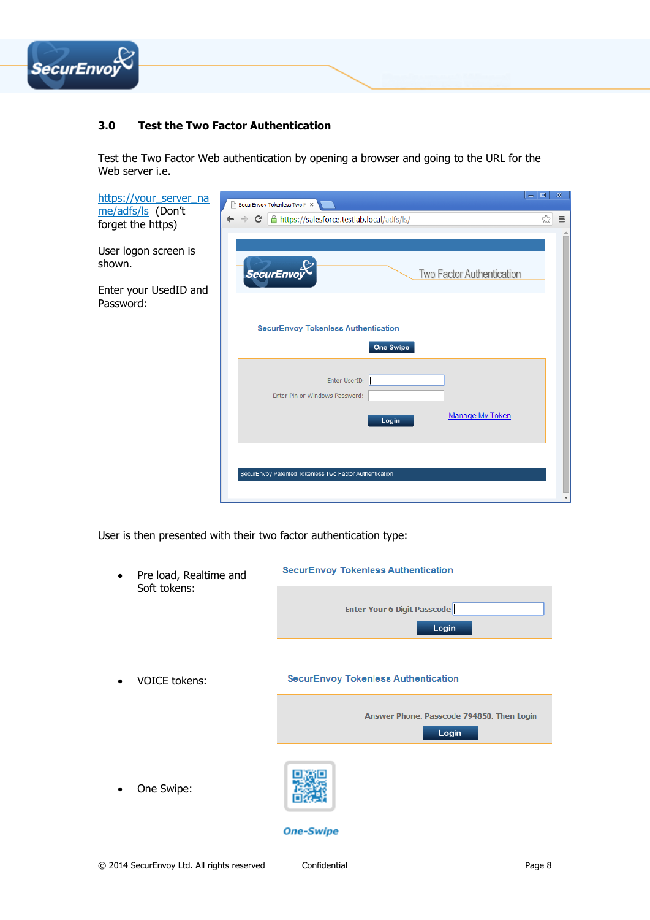## 3.0 Test the Two Factor Authentication

Test the Two Factor Web authentication by opening a browser and going to the URL for the Web server i.e.

https://your_server_name/adfs/ls (Don't forget the https)

User logon screen is shown.

Enter your UsedID and Password:

User is then presented with their two factor authentication type:

- Pre load, Realtime and Soft tokens:
- VOICE tokens:
- One Swipe: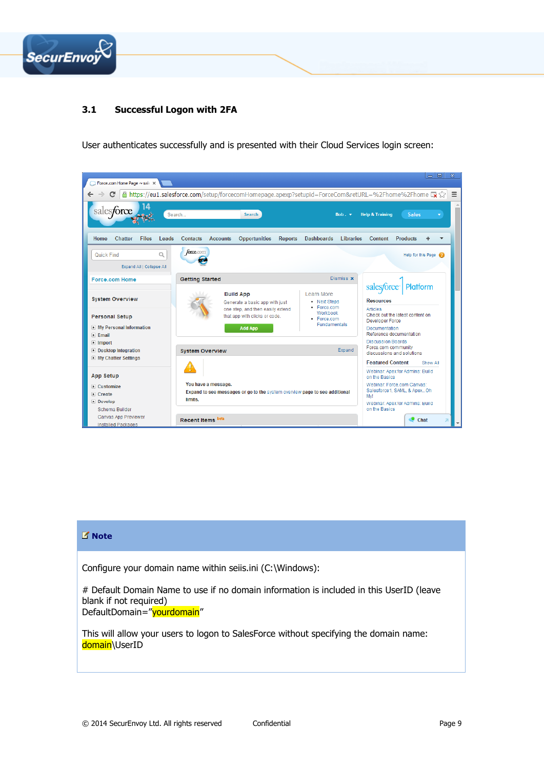## 3.1 Successful Logon with 2FA

User authenticates successfully and is presented with their Cloud Services login screen:

**Note**

Configure your domain name within seiis.ini (C:\Windows):

# Default Domain Name to use if no domain information is included in this UserID (leave blank if not required)
DefaultDomain="yourdomain"

This will allow your users to logon to SalesForce without specifying the domain name: domain\UserID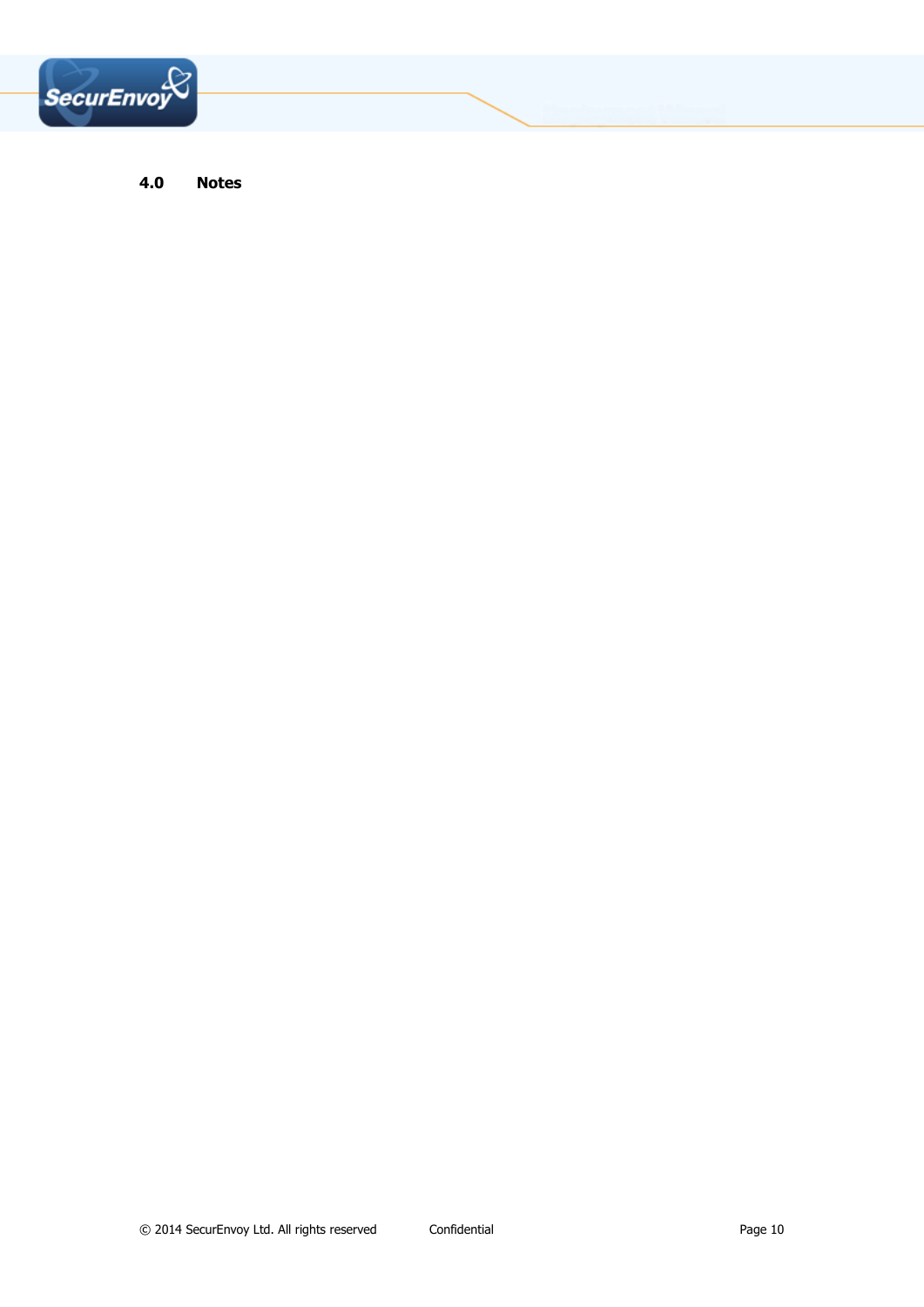## 4.0 Notes